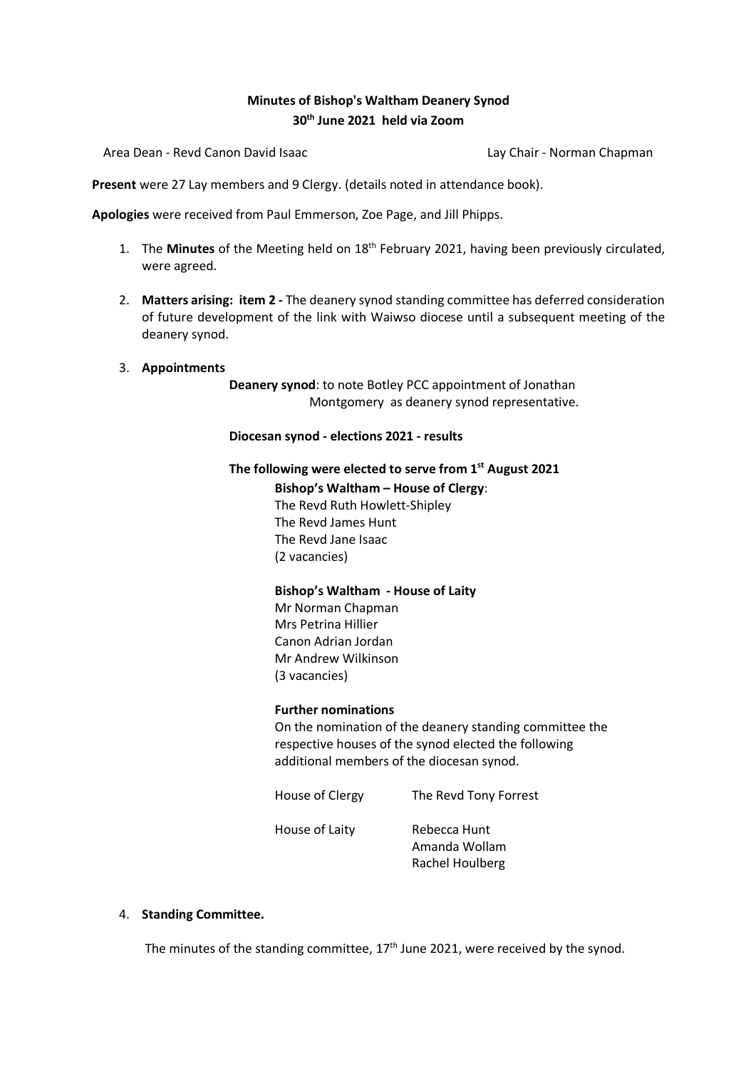# Minutes of Bishop's Waltham Deanery Synod
## 30th June 2021 held via Zoom

Area Dean - Revd Canon David Isaac    Lay Chair - Norman Chapman

**Present** were 27 Lay members and 9 Clergy. (details noted in attendance book).

**Apologies** were received from Paul Emmerson, Zoe Page, and Jill Phipps.

1. The **Minutes** of the Meeting held on 18th February 2021, having been previously circulated, were agreed.

2. **Matters arising: item 2 -** The deanery synod standing committee has deferred consideration of future development of the link with Waiwso diocese until a subsequent meeting of the deanery synod.

3. **Appointments**

   **Deanery synod**: to note Botley PCC appointment of Jonathan Montgomery as deanery synod representative.

   **Diocesan synod - elections 2021 - results**

   **The following were elected to serve from 1st August 2021**

   **Bishop's Waltham – House of Clergy**:
   The Revd Ruth Howlett-Shipley
   The Revd James Hunt
   The Revd Jane Isaac
   (2 vacancies)

   **Bishop's Waltham - House of Laity**
   Mr Norman Chapman
   Mrs Petrina Hillier
   Canon Adrian Jordan
   Mr Andrew Wilkinson
   (3 vacancies)

   **Further nominations**
   On the nomination of the deanery standing committee the respective houses of the synod elected the following additional members of the diocesan synod.

   | House of Clergy | The Revd Tony Forrest |
   | --- | --- |
   | House of Laity | Rebecca Hunt<br>Amanda Wollam<br>Rachel Houlberg |

4. **Standing Committee.**

   The minutes of the standing committee, 17th June 2021, were received by the synod.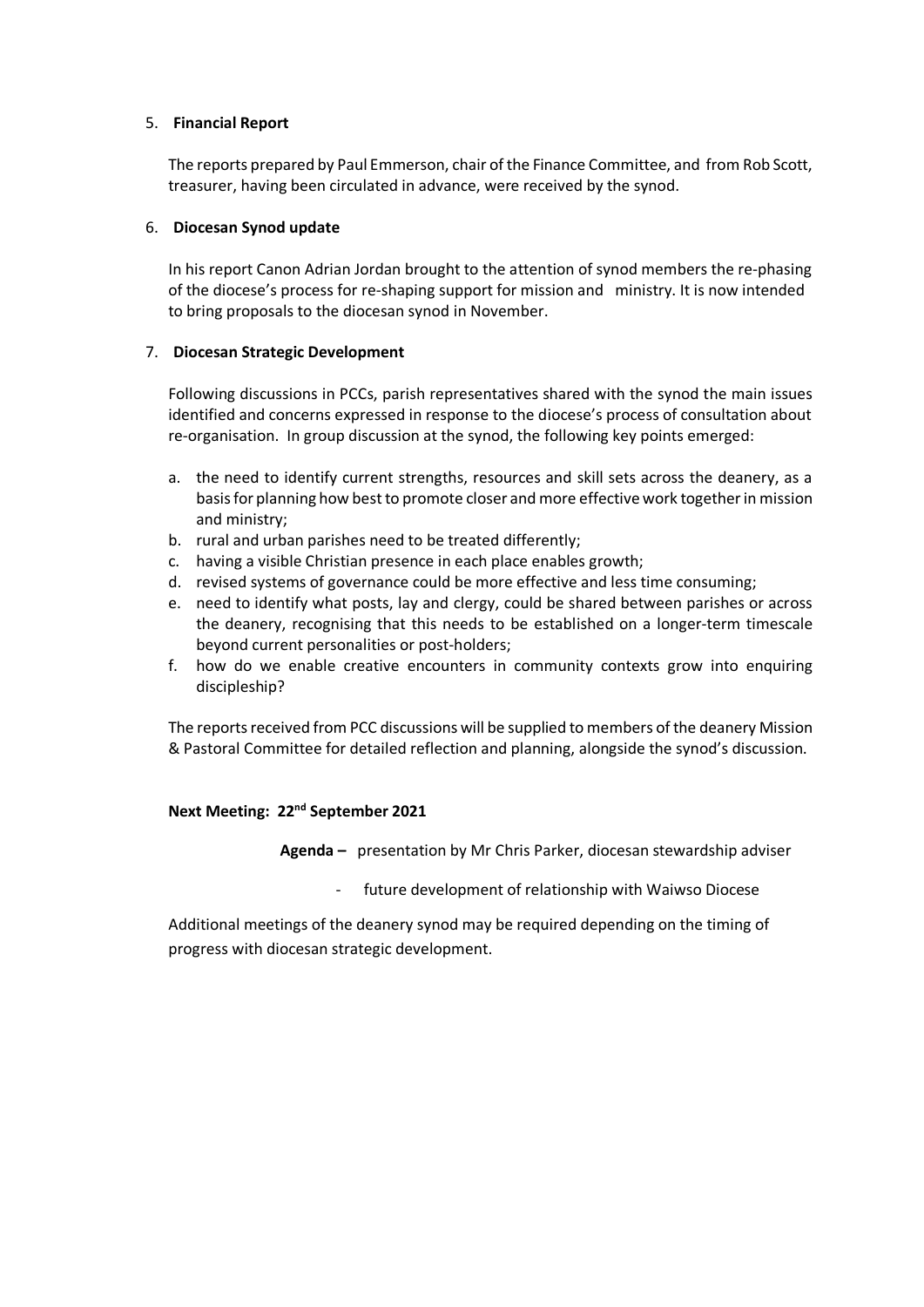5. **Financial Report**

   The reports prepared by Paul Emmerson, chair of the Finance Committee, and from Rob Scott, treasurer, having been circulated in advance, were received by the synod.

6. **Diocesan Synod update**

   In his report Canon Adrian Jordan brought to the attention of synod members the re-phasing of the diocese's process for re-shaping support for mission and ministry. It is now intended to bring proposals to the diocesan synod in November.

7. **Diocesan Strategic Development**

   Following discussions in PCCs, parish representatives shared with the synod the main issues identified and concerns expressed in response to the diocese's process of consultation about re-organisation. In group discussion at the synod, the following key points emerged:

   a. the need to identify current strengths, resources and skill sets across the deanery, as a basis for planning how best to promote closer and more effective work together in mission and ministry;
   b. rural and urban parishes need to be treated differently;
   c. having a visible Christian presence in each place enables growth;
   d. revised systems of governance could be more effective and less time consuming;
   e. need to identify what posts, lay and clergy, could be shared between parishes or across the deanery, recognising that this needs to be established on a longer-term timescale beyond current personalities or post-holders;
   f. how do we enable creative encounters in community contexts grow into enquiring discipleship?

   The reports received from PCC discussions will be supplied to members of the deanery Mission & Pastoral Committee for detailed reflection and planning, alongside the synod's discussion.

**Next Meeting: 22nd September 2021**

**Agenda –** presentation by Mr Chris Parker, diocesan stewardship adviser

- future development of relationship with Waiwso Diocese

Additional meetings of the deanery synod may be required depending on the timing of progress with diocesan strategic development.